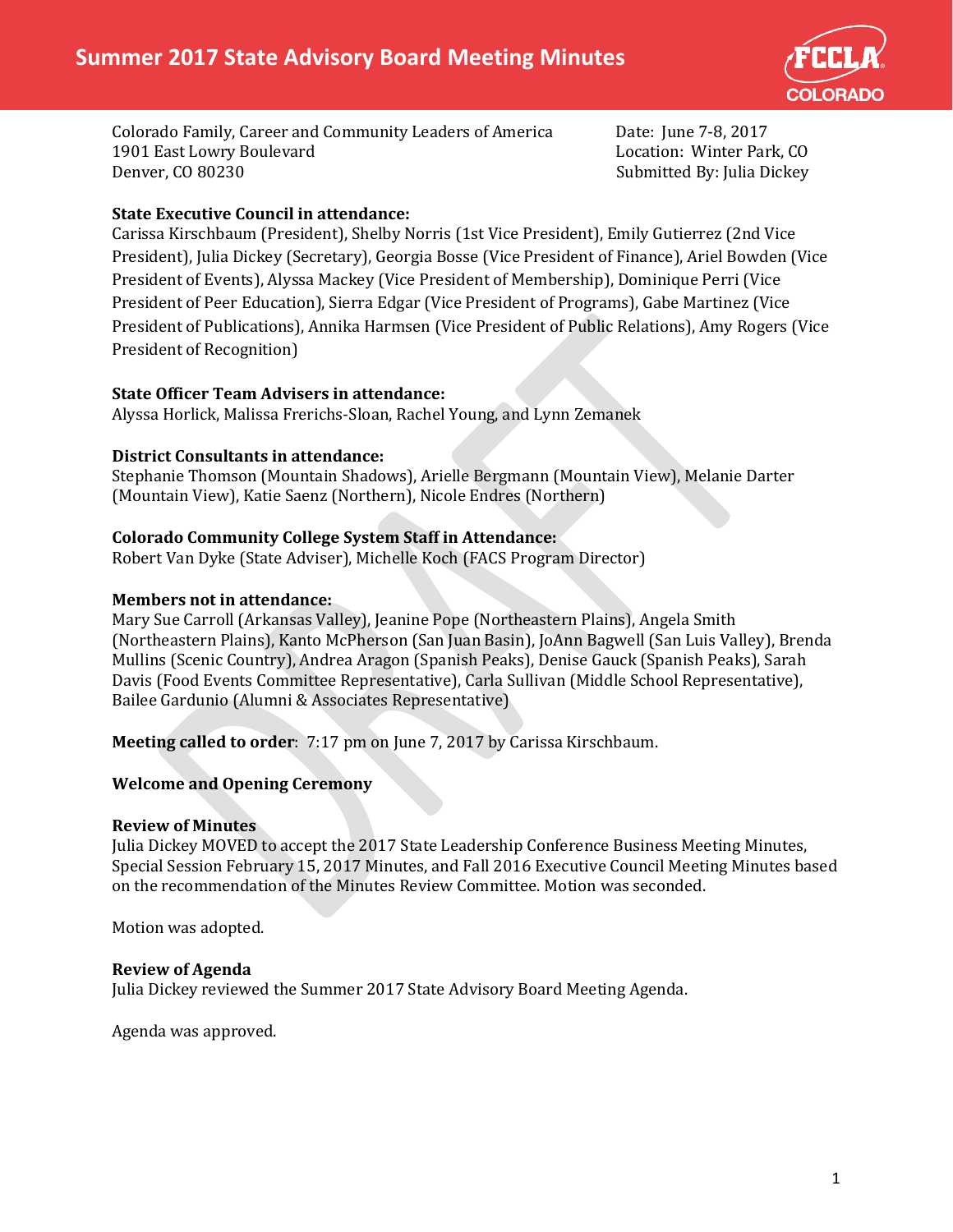# Summer 2017 State Advisory Board Meeting Minutes

Colorado Family, Career and Community Leaders of America
1901 East Lowry Boulevard
Denver, CO 80230

Date: June 7-8, 2017
Location: Winter Park, CO
Submitted By: Julia Dickey

**State Executive Council in attendance:**
Carissa Kirschbaum (President), Shelby Norris (1st Vice President), Emily Gutierrez (2nd Vice President), Julia Dickey (Secretary), Georgia Bosse (Vice President of Finance), Ariel Bowden (Vice President of Events), Alyssa Mackey (Vice President of Membership), Dominique Perri (Vice President of Peer Education), Sierra Edgar (Vice President of Programs), Gabe Martinez (Vice President of Publications), Annika Harmsen (Vice President of Public Relations), Amy Rogers (Vice President of Recognition)

**State Officer Team Advisers in attendance:**
Alyssa Horlick, Malissa Frerichs-Sloan, Rachel Young, and Lynn Zemanek

**District Consultants in attendance:**
Stephanie Thomson (Mountain Shadows), Arielle Bergmann (Mountain View), Melanie Darter (Mountain View), Katie Saenz (Northern), Nicole Endres (Northern)

**Colorado Community College System Staff in Attendance:**
Robert Van Dyke (State Adviser), Michelle Koch (FACS Program Director)

**Members not in attendance:**
Mary Sue Carroll (Arkansas Valley), Jeanine Pope (Northeastern Plains), Angela Smith (Northeastern Plains), Kanto McPherson (San Juan Basin), JoAnn Bagwell (San Luis Valley), Brenda Mullins (Scenic Country), Andrea Aragon (Spanish Peaks), Denise Gauck (Spanish Peaks), Sarah Davis (Food Events Committee Representative), Carla Sullivan (Middle School Representative), Bailee Gardunio (Alumni & Associates Representative)

**Meeting called to order**: 7:17 pm on June 7, 2017 by Carissa Kirschbaum.

**Welcome and Opening Ceremony**

**Review of Minutes**
Julia Dickey MOVED to accept the 2017 State Leadership Conference Business Meeting Minutes, Special Session February 15, 2017 Minutes, and Fall 2016 Executive Council Meeting Minutes based on the recommendation of the Minutes Review Committee. Motion was seconded.

Motion was adopted.

**Review of Agenda**
Julia Dickey reviewed the Summer 2017 State Advisory Board Meeting Agenda.

Agenda was approved.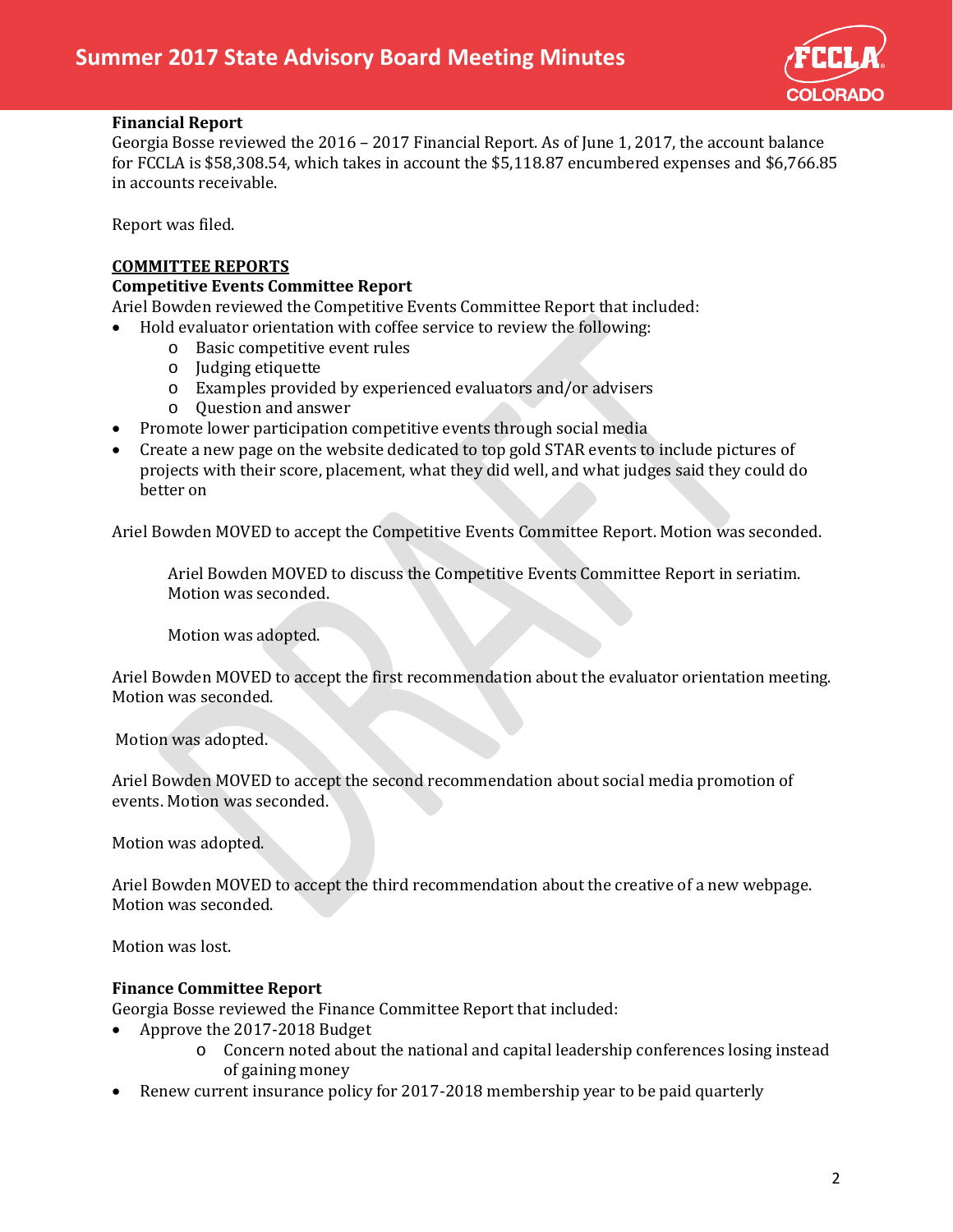**Financial Report**
Georgia Bosse reviewed the 2016 – 2017 Financial Report. As of June 1, 2017, the account balance for FCCLA is $58,308.54, which takes in account the $5,118.87 encumbered expenses and $6,766.85 in accounts receivable.

Report was filed.

## COMMITTEE REPORTS

**Competitive Events Committee Report**
Ariel Bowden reviewed the Competitive Events Committee Report that included:

- Hold evaluator orientation with coffee service to review the following:
  - Basic competitive event rules
  - Judging etiquette
  - Examples provided by experienced evaluators and/or advisers
  - Question and answer
- Promote lower participation competitive events through social media
- Create a new page on the website dedicated to top gold STAR events to include pictures of projects with their score, placement, what they did well, and what judges said they could do better on

Ariel Bowden MOVED to accept the Competitive Events Committee Report. Motion was seconded.

> Ariel Bowden MOVED to discuss the Competitive Events Committee Report in seriatim. Motion was seconded.
>
> Motion was adopted.

Ariel Bowden MOVED to accept the first recommendation about the evaluator orientation meeting. Motion was seconded.

Motion was adopted.

Ariel Bowden MOVED to accept the second recommendation about social media promotion of events. Motion was seconded.

Motion was adopted.

Ariel Bowden MOVED to accept the third recommendation about the creative of a new webpage. Motion was seconded.

Motion was lost.

**Finance Committee Report**
Georgia Bosse reviewed the Finance Committee Report that included:

- Approve the 2017-2018 Budget
  - Concern noted about the national and capital leadership conferences losing instead of gaining money
- Renew current insurance policy for 2017-2018 membership year to be paid quarterly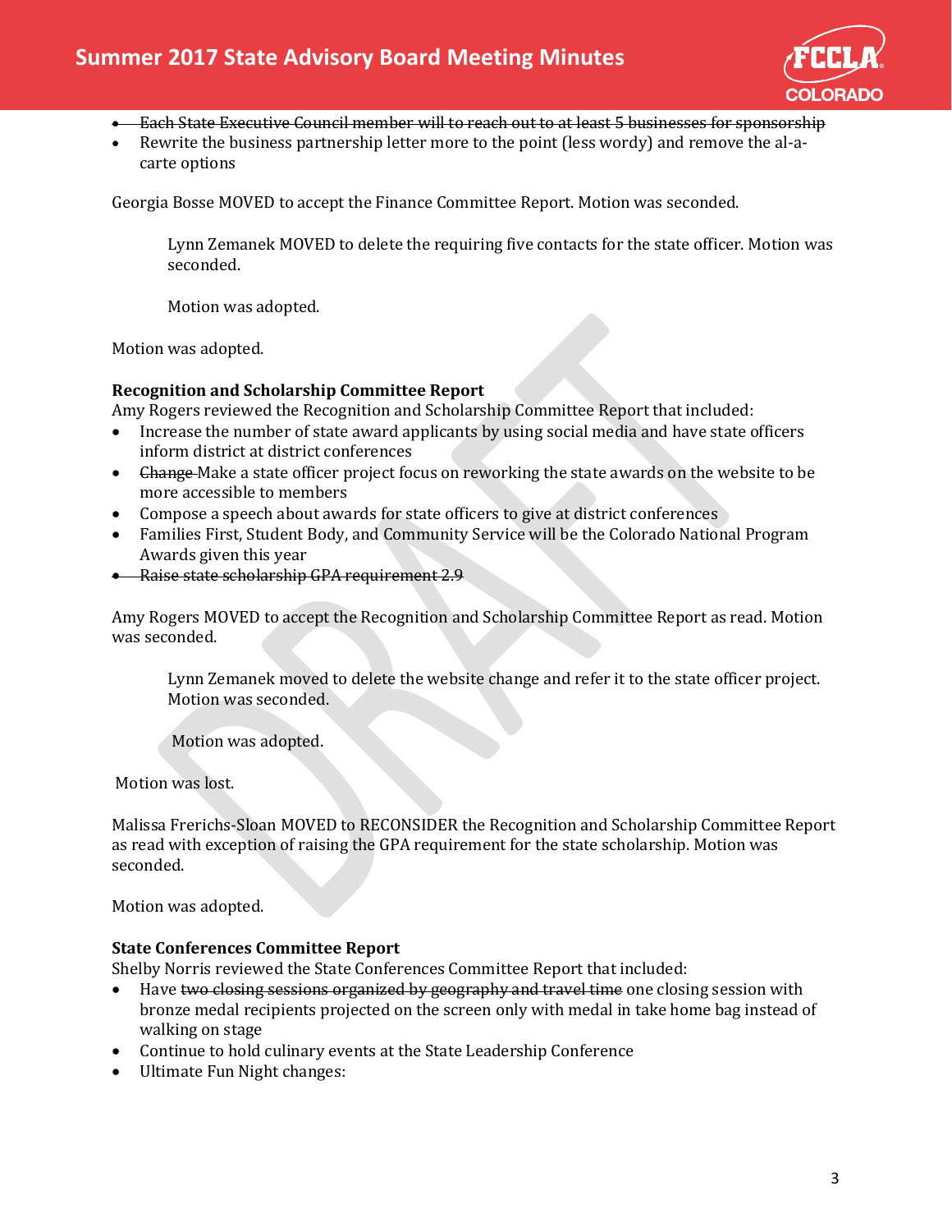- ~~Each State Executive Council member will to reach out to at least 5 businesses for sponsorship~~
- Rewrite the business partnership letter more to the point (less wordy) and remove the al-a-carte options

Georgia Bosse MOVED to accept the Finance Committee Report. Motion was seconded.

> Lynn Zemanek MOVED to delete the requiring five contacts for the state officer. Motion was seconded.
>
> Motion was adopted.

Motion was adopted.

**Recognition and Scholarship Committee Report**

Amy Rogers reviewed the Recognition and Scholarship Committee Report that included:

- Increase the number of state award applicants by using social media and have state officers inform district at district conferences
- ~~Change~~ Make a state officer project focus on reworking the state awards on the website to be more accessible to members
- Compose a speech about awards for state officers to give at district conferences
- Families First, Student Body, and Community Service will be the Colorado National Program Awards given this year
- ~~Raise state scholarship GPA requirement 2.9~~

Amy Rogers MOVED to accept the Recognition and Scholarship Committee Report as read. Motion was seconded.

> Lynn Zemanek moved to delete the website change and refer it to the state officer project. Motion was seconded.
>
> Motion was adopted.

Motion was lost.

Malissa Frerichs-Sloan MOVED to RECONSIDER the Recognition and Scholarship Committee Report as read with exception of raising the GPA requirement for the state scholarship. Motion was seconded.

Motion was adopted.

**State Conferences Committee Report**

Shelby Norris reviewed the State Conferences Committee Report that included:

- Have ~~two closing sessions organized by geography and travel time~~ one closing session with bronze medal recipients projected on the screen only with medal in take home bag instead of walking on stage
- Continue to hold culinary events at the State Leadership Conference
- Ultimate Fun Night changes: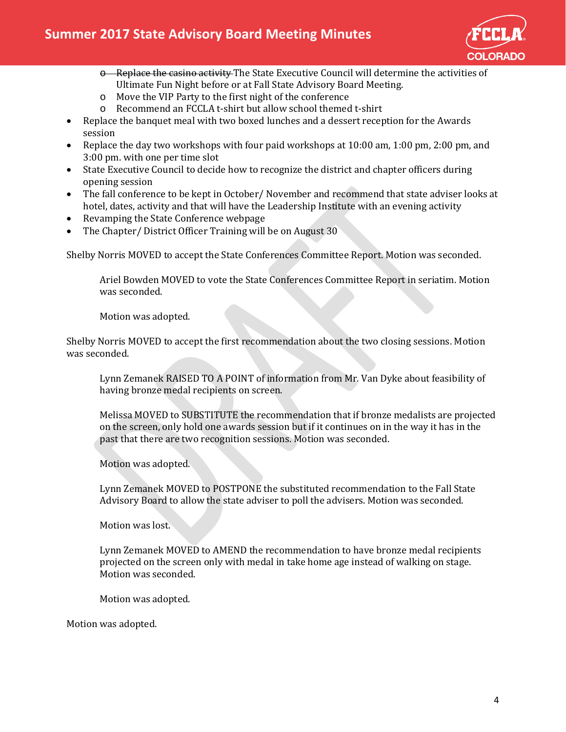- ~~Replace the casino activity~~ The State Executive Council will determine the activities of Ultimate Fun Night before or at Fall State Advisory Board Meeting.
  - Move the VIP Party to the first night of the conference
  - Recommend an FCCLA t-shirt but allow school themed t-shirt
- Replace the banquet meal with two boxed lunches and a dessert reception for the Awards session
- Replace the day two workshops with four paid workshops at 10:00 am, 1:00 pm, 2:00 pm, and 3:00 pm. with one per time slot
- State Executive Council to decide how to recognize the district and chapter officers during opening session
- The fall conference to be kept in October/ November and recommend that state adviser looks at hotel, dates, activity and that will have the Leadership Institute with an evening activity
- Revamping the State Conference webpage
- The Chapter/ District Officer Training will be on August 30

Shelby Norris MOVED to accept the State Conferences Committee Report. Motion was seconded.

> Ariel Bowden MOVED to vote the State Conferences Committee Report in seriatim. Motion was seconded.
>
> Motion was adopted.

Shelby Norris MOVED to accept the first recommendation about the two closing sessions. Motion was seconded.

> Lynn Zemanek RAISED TO A POINT of information from Mr. Van Dyke about feasibility of having bronze medal recipients on screen.
>
> Melissa MOVED to SUBSTITUTE the recommendation that if bronze medalists are projected on the screen, only hold one awards session but if it continues on in the way it has in the past that there are two recognition sessions. Motion was seconded.
>
> Motion was adopted.
>
> Lynn Zemanek MOVED to POSTPONE the substituted recommendation to the Fall State Advisory Board to allow the state adviser to poll the advisers. Motion was seconded.
>
> Motion was lost.
>
> Lynn Zemanek MOVED to AMEND the recommendation to have bronze medal recipients projected on the screen only with medal in take home age instead of walking on stage. Motion was seconded.
>
> Motion was adopted.

Motion was adopted.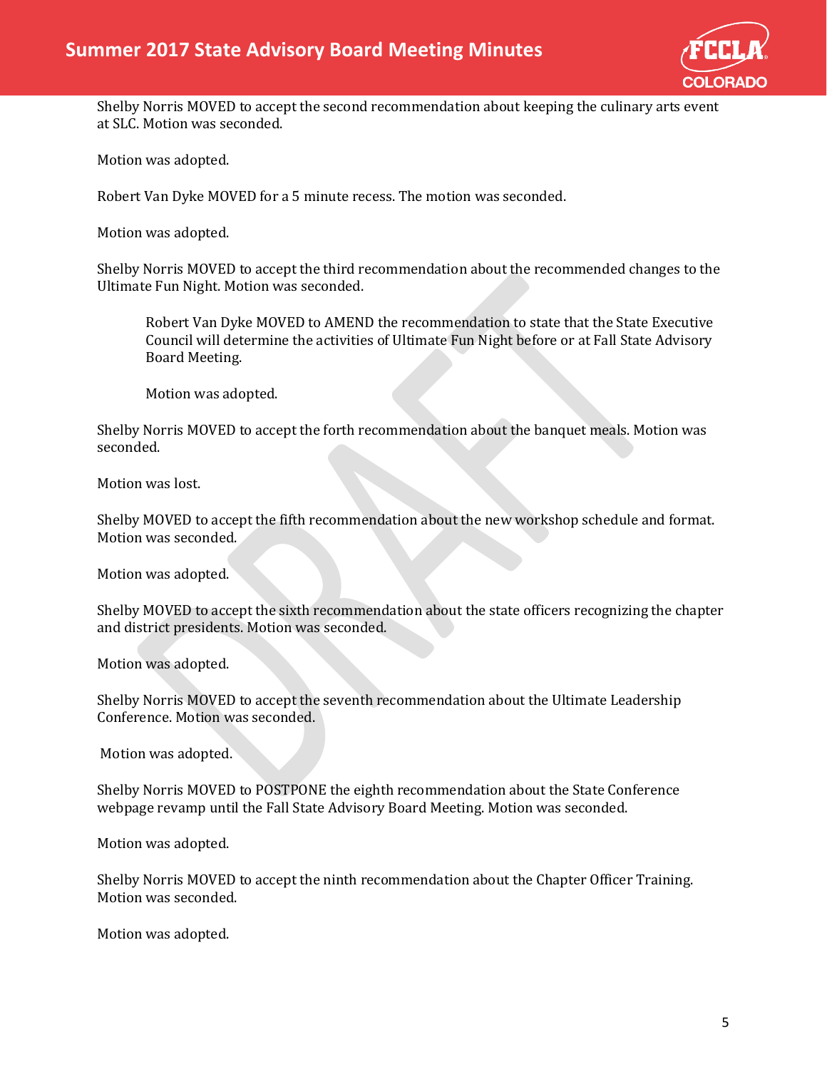Shelby Norris MOVED to accept the second recommendation about keeping the culinary arts event at SLC. Motion was seconded.

Motion was adopted.

Robert Van Dyke MOVED for a 5 minute recess. The motion was seconded.

Motion was adopted.

Shelby Norris MOVED to accept the third recommendation about the recommended changes to the Ultimate Fun Night. Motion was seconded.

> Robert Van Dyke MOVED to AMEND the recommendation to state that the State Executive Council will determine the activities of Ultimate Fun Night before or at Fall State Advisory Board Meeting.
>
> Motion was adopted.

Shelby Norris MOVED to accept the forth recommendation about the banquet meals. Motion was seconded.

Motion was lost.

Shelby MOVED to accept the fifth recommendation about the new workshop schedule and format. Motion was seconded.

Motion was adopted.

Shelby MOVED to accept the sixth recommendation about the state officers recognizing the chapter and district presidents. Motion was seconded.

Motion was adopted.

Shelby Norris MOVED to accept the seventh recommendation about the Ultimate Leadership Conference. Motion was seconded.

Motion was adopted.

Shelby Norris MOVED to POSTPONE the eighth recommendation about the State Conference webpage revamp until the Fall State Advisory Board Meeting. Motion was seconded.

Motion was adopted.

Shelby Norris MOVED to accept the ninth recommendation about the Chapter Officer Training. Motion was seconded.

Motion was adopted.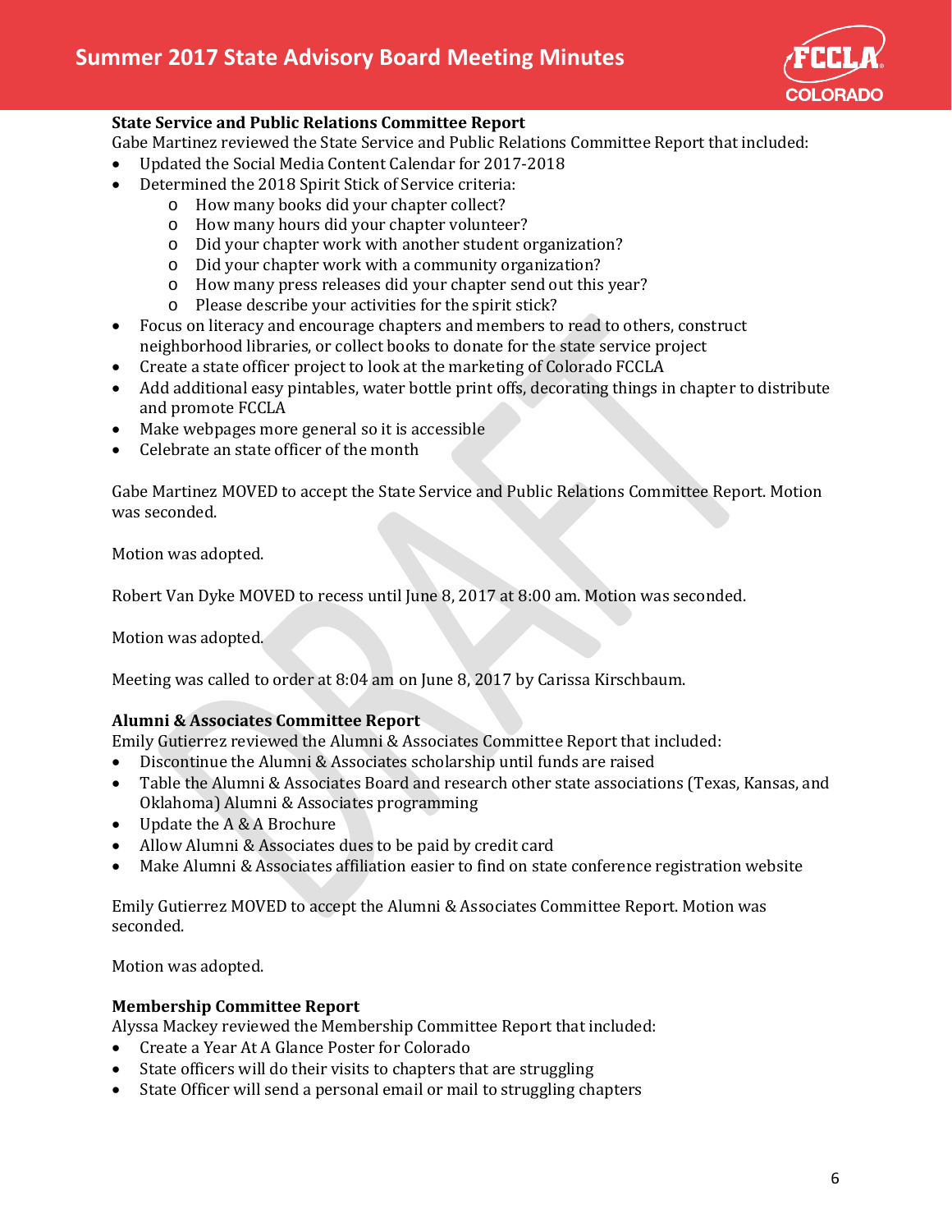### State Service and Public Relations Committee Report

Gabe Martinez reviewed the State Service and Public Relations Committee Report that included:

- Updated the Social Media Content Calendar for 2017-2018
- Determined the 2018 Spirit Stick of Service criteria:
  - How many books did your chapter collect?
  - How many hours did your chapter volunteer?
  - Did your chapter work with another student organization?
  - Did your chapter work with a community organization?
  - How many press releases did your chapter send out this year?
  - Please describe your activities for the spirit stick?
- Focus on literacy and encourage chapters and members to read to others, construct neighborhood libraries, or collect books to donate for the state service project
- Create a state officer project to look at the marketing of Colorado FCCLA
- Add additional easy pintables, water bottle print offs, decorating things in chapter to distribute and promote FCCLA
- Make webpages more general so it is accessible
- Celebrate an state officer of the month

Gabe Martinez MOVED to accept the State Service and Public Relations Committee Report. Motion was seconded.

Motion was adopted.

Robert Van Dyke MOVED to recess until June 8, 2017 at 8:00 am. Motion was seconded.

Motion was adopted.

Meeting was called to order at 8:04 am on June 8, 2017 by Carissa Kirschbaum.

### Alumni & Associates Committee Report

Emily Gutierrez reviewed the Alumni & Associates Committee Report that included:

- Discontinue the Alumni & Associates scholarship until funds are raised
- Table the Alumni & Associates Board and research other state associations (Texas, Kansas, and Oklahoma) Alumni & Associates programming
- Update the A & A Brochure
- Allow Alumni & Associates dues to be paid by credit card
- Make Alumni & Associates affiliation easier to find on state conference registration website

Emily Gutierrez MOVED to accept the Alumni & Associates Committee Report. Motion was seconded.

Motion was adopted.

### Membership Committee Report

Alyssa Mackey reviewed the Membership Committee Report that included:

- Create a Year At A Glance Poster for Colorado
- State officers will do their visits to chapters that are struggling
- State Officer will send a personal email or mail to struggling chapters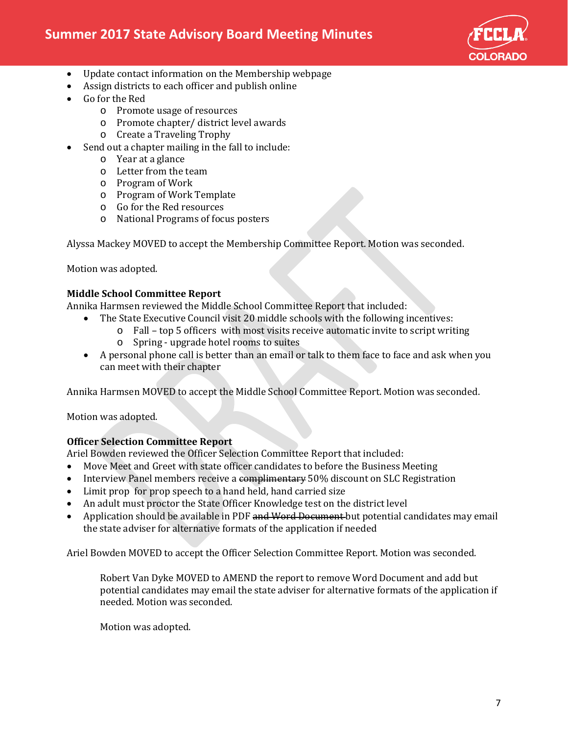- Update contact information on the Membership webpage
- Assign districts to each officer and publish online
- Go for the Red
    - Promote usage of resources
    - Promote chapter/ district level awards
    - Create a Traveling Trophy
- Send out a chapter mailing in the fall to include:
    - Year at a glance
    - Letter from the team
    - Program of Work
    - Program of Work Template
    - Go for the Red resources
    - National Programs of focus posters

Alyssa Mackey MOVED to accept the Membership Committee Report. Motion was seconded.

Motion was adopted.

**Middle School Committee Report**
Annika Harmsen reviewed the Middle School Committee Report that included:

- The State Executive Council visit 20 middle schools with the following incentives:
    - Fall – top 5 officers with most visits receive automatic invite to script writing
    - Spring - upgrade hotel rooms to suites
- A personal phone call is better than an email or talk to them face to face and ask when you can meet with their chapter

Annika Harmsen MOVED to accept the Middle School Committee Report. Motion was seconded.

Motion was adopted.

**Officer Selection Committee Report**
Ariel Bowden reviewed the Officer Selection Committee Report that included:

- Move Meet and Greet with state officer candidates to before the Business Meeting
- Interview Panel members receive a ~~complimentary~~ 50% discount on SLC Registration
- Limit prop for prop speech to a hand held, hand carried size
- An adult must proctor the State Officer Knowledge test on the district level
- Application should be available in PDF ~~and Word Document~~ but potential candidates may email the state adviser for alternative formats of the application if needed

Ariel Bowden MOVED to accept the Officer Selection Committee Report. Motion was seconded.

> Robert Van Dyke MOVED to AMEND the report to remove Word Document and add but potential candidates may email the state adviser for alternative formats of the application if needed. Motion was seconded.
>
> Motion was adopted.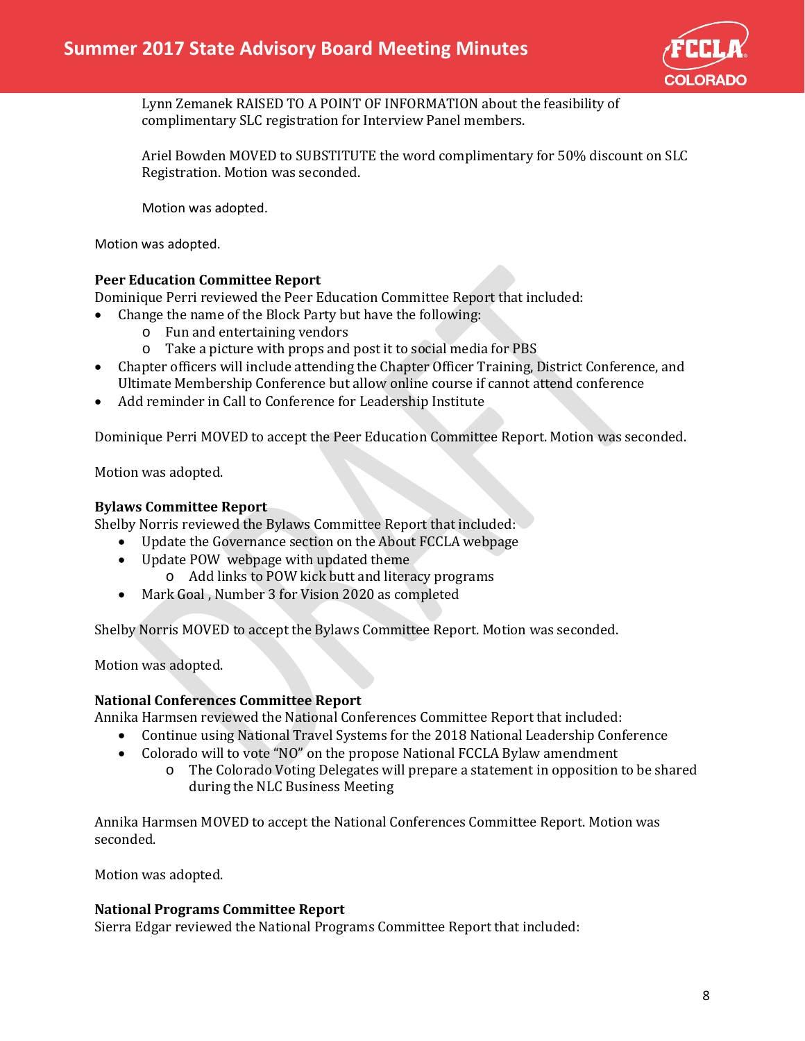Lynn Zemanek RAISED TO A POINT OF INFORMATION about the feasibility of complimentary SLC registration for Interview Panel members.

Ariel Bowden MOVED to SUBSTITUTE the word complimentary for 50% discount on SLC Registration. Motion was seconded.

Motion was adopted.

Motion was adopted.

**Peer Education Committee Report**
Dominique Perri reviewed the Peer Education Committee Report that included:

- Change the name of the Block Party but have the following:
    - Fun and entertaining vendors
    - Take a picture with props and post it to social media for PBS
- Chapter officers will include attending the Chapter Officer Training, District Conference, and Ultimate Membership Conference but allow online course if cannot attend conference
- Add reminder in Call to Conference for Leadership Institute

Dominique Perri MOVED to accept the Peer Education Committee Report. Motion was seconded.

Motion was adopted.

**Bylaws Committee Report**
Shelby Norris reviewed the Bylaws Committee Report that included:

- Update the Governance section on the About FCCLA webpage
- Update POW webpage with updated theme
    - Add links to POW kick butt and literacy programs
- Mark Goal , Number 3 for Vision 2020 as completed

Shelby Norris MOVED to accept the Bylaws Committee Report. Motion was seconded.

Motion was adopted.

**National Conferences Committee Report**
Annika Harmsen reviewed the National Conferences Committee Report that included:

- Continue using National Travel Systems for the 2018 National Leadership Conference
- Colorado will to vote "NO" on the propose National FCCLA Bylaw amendment
    - The Colorado Voting Delegates will prepare a statement in opposition to be shared during the NLC Business Meeting

Annika Harmsen MOVED to accept the National Conferences Committee Report. Motion was seconded.

Motion was adopted.

**National Programs Committee Report**
Sierra Edgar reviewed the National Programs Committee Report that included: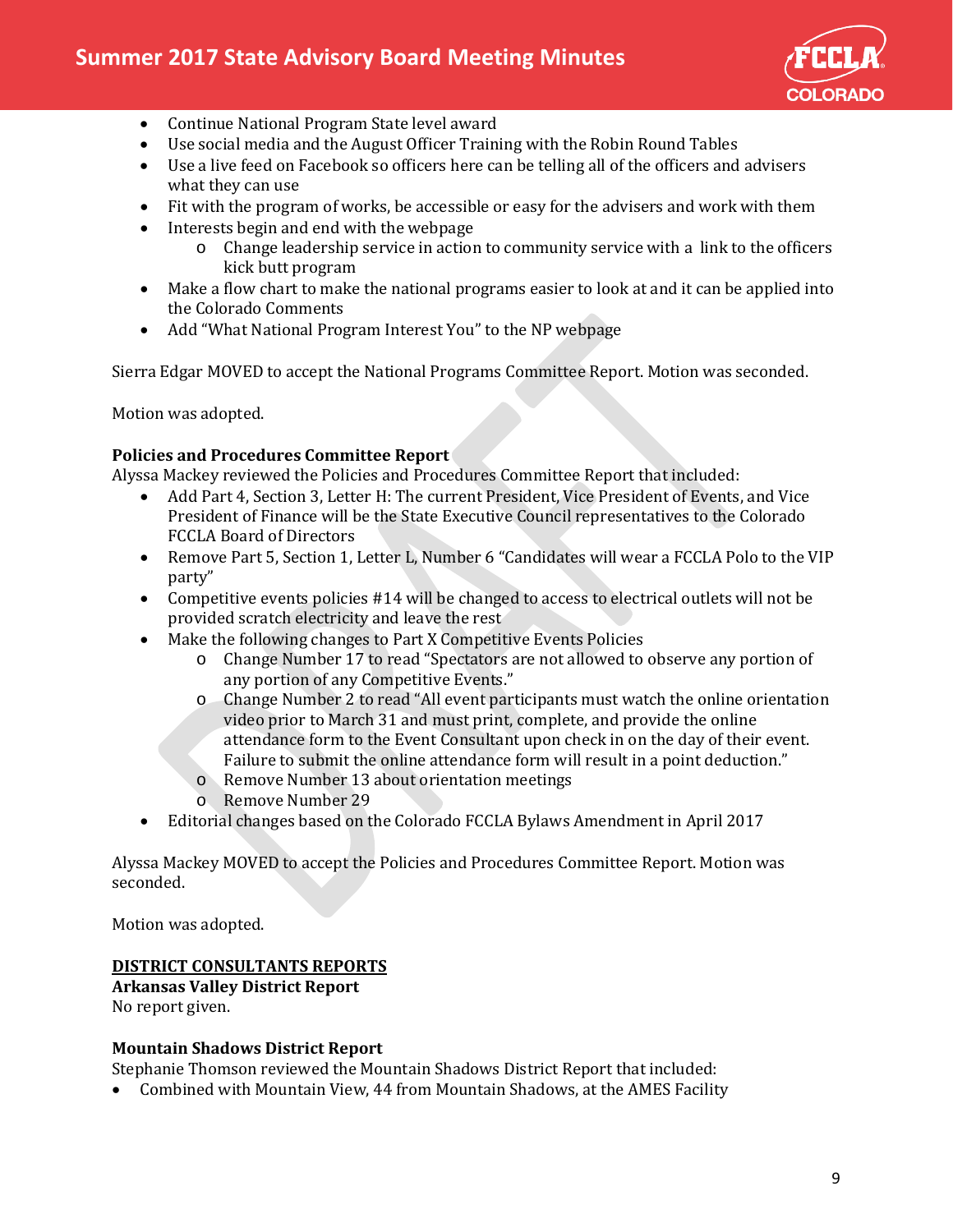- Continue National Program State level award
- Use social media and the August Officer Training with the Robin Round Tables
- Use a live feed on Facebook so officers here can be telling all of the officers and advisers what they can use
- Fit with the program of works, be accessible or easy for the advisers and work with them
- Interests begin and end with the webpage
    - Change leadership service in action to community service with a link to the officers kick butt program
- Make a flow chart to make the national programs easier to look at and it can be applied into the Colorado Comments
- Add "What National Program Interest You" to the NP webpage

Sierra Edgar MOVED to accept the National Programs Committee Report. Motion was seconded.

Motion was adopted.

**Policies and Procedures Committee Report**
Alyssa Mackey reviewed the Policies and Procedures Committee Report that included:

- Add Part 4, Section 3, Letter H: The current President, Vice President of Events, and Vice President of Finance will be the State Executive Council representatives to the Colorado FCCLA Board of Directors
- Remove Part 5, Section 1, Letter L, Number 6 "Candidates will wear a FCCLA Polo to the VIP party"
- Competitive events policies #14 will be changed to access to electrical outlets will not be provided scratch electricity and leave the rest
- Make the following changes to Part X Competitive Events Policies
    - Change Number 17 to read "Spectators are not allowed to observe any portion of any portion of any Competitive Events."
    - Change Number 2 to read "All event participants must watch the online orientation video prior to March 31 and must print, complete, and provide the online attendance form to the Event Consultant upon check in on the day of their event. Failure to submit the online attendance form will result in a point deduction."
    - Remove Number 13 about orientation meetings
    - Remove Number 29
- Editorial changes based on the Colorado FCCLA Bylaws Amendment in April 2017

Alyssa Mackey MOVED to accept the Policies and Procedures Committee Report. Motion was seconded.

Motion was adopted.

**DISTRICT CONSULTANTS REPORTS**

**Arkansas Valley District Report**
No report given.

**Mountain Shadows District Report**
Stephanie Thomson reviewed the Mountain Shadows District Report that included:

- Combined with Mountain View, 44 from Mountain Shadows, at the AMES Facility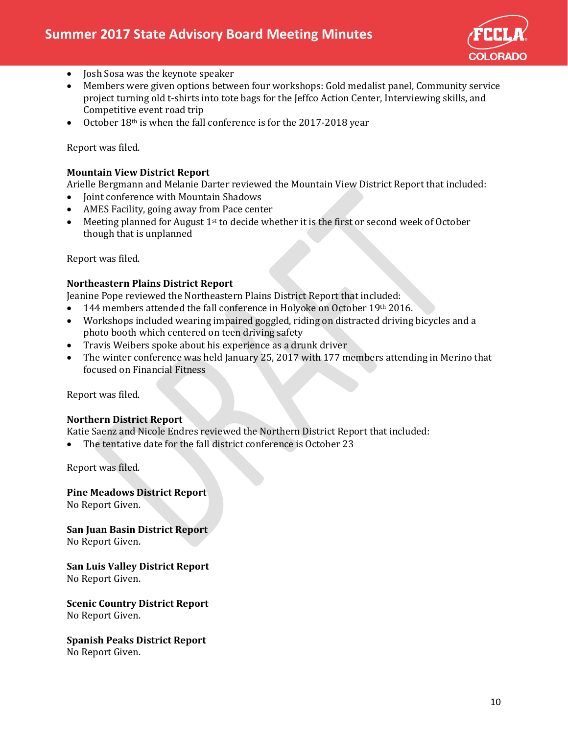- Josh Sosa was the keynote speaker
- Members were given options between four workshops: Gold medalist panel, Community service project turning old t-shirts into tote bags for the Jeffco Action Center, Interviewing skills, and Competitive event road trip
- October 18th is when the fall conference is for the 2017-2018 year

Report was filed.

**Mountain View District Report**
Arielle Bergmann and Melanie Darter reviewed the Mountain View District Report that included:

- Joint conference with Mountain Shadows
- AMES Facility, going away from Pace center
- Meeting planned for August 1st to decide whether it is the first or second week of October though that is unplanned

Report was filed.

**Northeastern Plains District Report**
Jeanine Pope reviewed the Northeastern Plains District Report that included:

- 144 members attended the fall conference in Holyoke on October 19th 2016.
- Workshops included wearing impaired goggled, riding on distracted driving bicycles and a photo booth which centered on teen driving safety
- Travis Weibers spoke about his experience as a drunk driver
- The winter conference was held January 25, 2017 with 177 members attending in Merino that focused on Financial Fitness

Report was filed.

**Northern District Report**
Katie Saenz and Nicole Endres reviewed the Northern District Report that included:

- The tentative date for the fall district conference is October 23

Report was filed.

**Pine Meadows District Report**
No Report Given.

**San Juan Basin District Report**
No Report Given.

**San Luis Valley District Report**
No Report Given.

**Scenic Country District Report**
No Report Given.

**Spanish Peaks District Report**
No Report Given.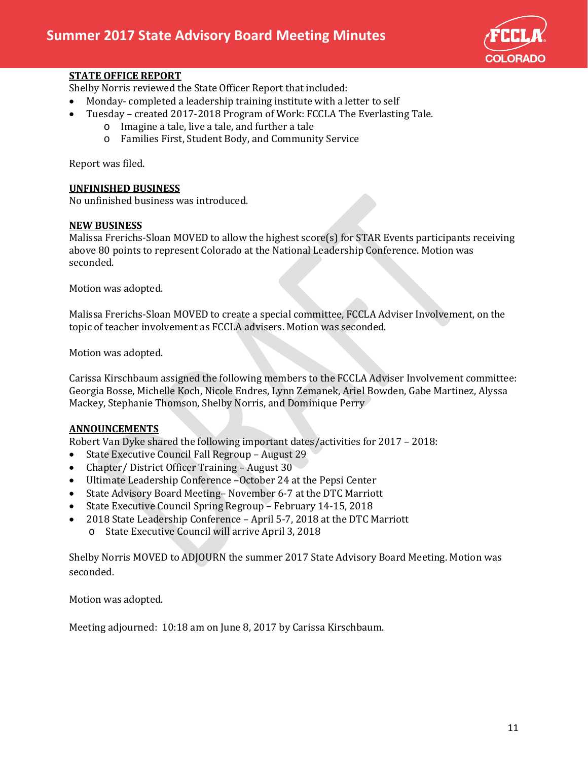## STATE OFFICE REPORT

Shelby Norris reviewed the State Officer Report that included:

- Monday- completed a leadership training institute with a letter to self
- Tuesday – created 2017-2018 Program of Work: FCCLA The Everlasting Tale.
  - Imagine a tale, live a tale, and further a tale
  - Families First, Student Body, and Community Service

Report was filed.

## UNFINISHED BUSINESS

No unfinished business was introduced.

## NEW BUSINESS

Malissa Frerichs-Sloan MOVED to allow the highest score(s) for STAR Events participants receiving above 80 points to represent Colorado at the National Leadership Conference. Motion was seconded.

Motion was adopted.

Malissa Frerichs-Sloan MOVED to create a special committee, FCCLA Adviser Involvement, on the topic of teacher involvement as FCCLA advisers. Motion was seconded.

Motion was adopted.

Carissa Kirschbaum assigned the following members to the FCCLA Adviser Involvement committee: Georgia Bosse, Michelle Koch, Nicole Endres, Lynn Zemanek, Ariel Bowden, Gabe Martinez, Alyssa Mackey, Stephanie Thomson, Shelby Norris, and Dominique Perry

## ANNOUNCEMENTS

Robert Van Dyke shared the following important dates/activities for 2017 – 2018:

- State Executive Council Fall Regroup – August 29
- Chapter/ District Officer Training – August 30
- Ultimate Leadership Conference –October 24 at the Pepsi Center
- State Advisory Board Meeting– November 6-7 at the DTC Marriott
- State Executive Council Spring Regroup – February 14-15, 2018
- 2018 State Leadership Conference – April 5-7, 2018 at the DTC Marriott
  - State Executive Council will arrive April 3, 2018

Shelby Norris MOVED to ADJOURN the summer 2017 State Advisory Board Meeting. Motion was seconded.

Motion was adopted.

Meeting adjourned: 10:18 am on June 8, 2017 by Carissa Kirschbaum.